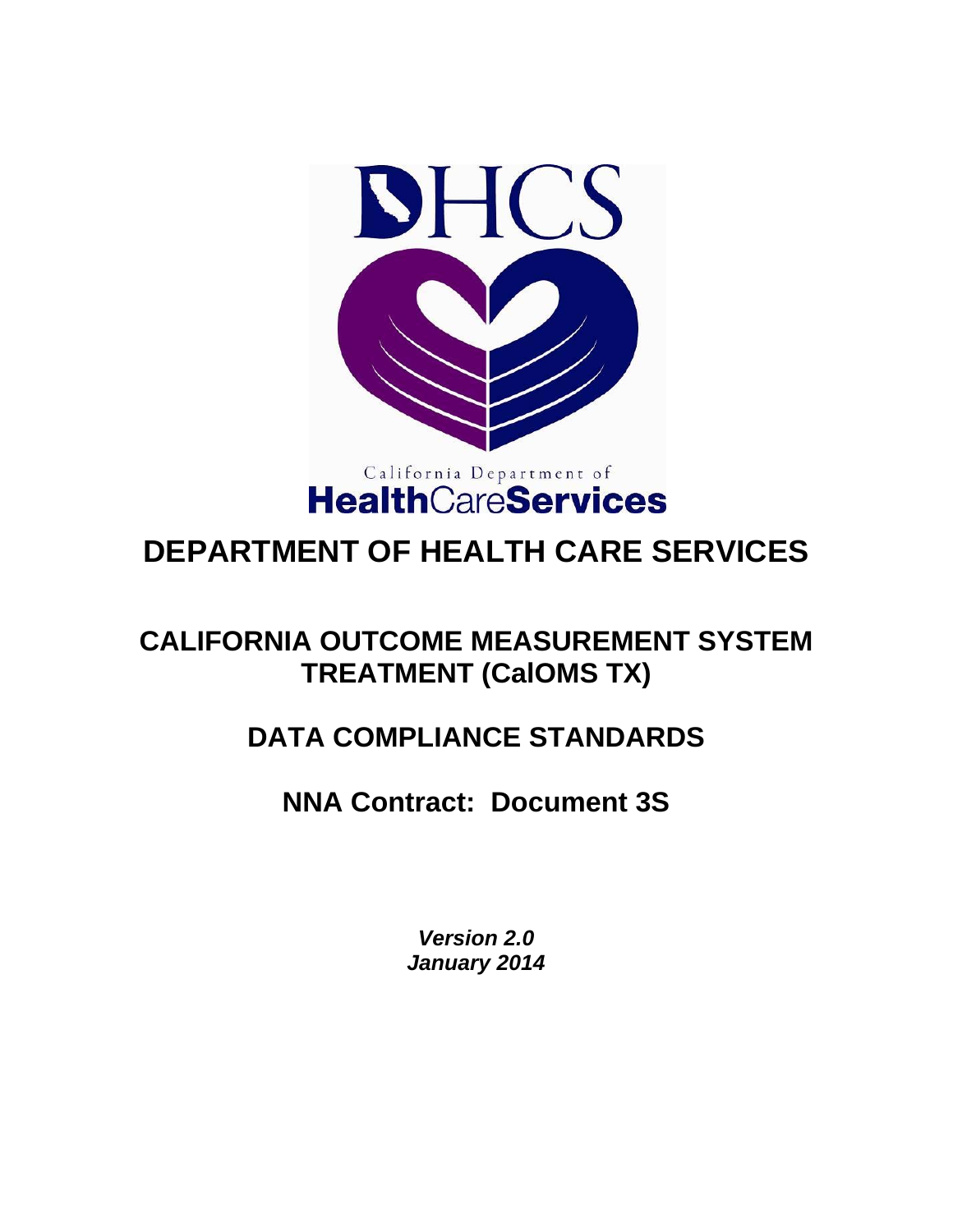DHCS

California Department of

**HealthCareServices**

# DEPARTMENT OF HEALTH CARE SERVICES

## CALIFORNIA OUTCOME MEASUREMENT SYSTEM TREATMENT (CalOMS TX)

## DATA COMPLIANCE STANDARDS

## NNA Contract: Document 3S

***Version 2.0***
***January 2014***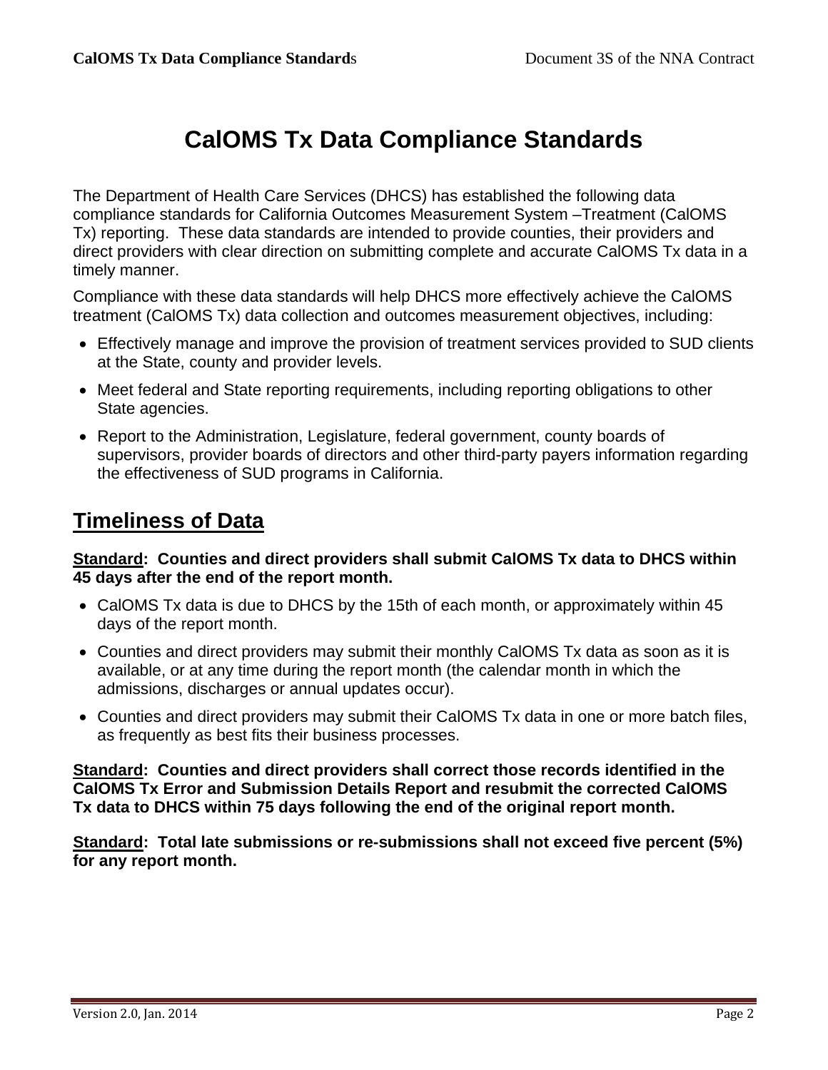# CalOMS Tx Data Compliance Standards

The Department of Health Care Services (DHCS) has established the following data compliance standards for California Outcomes Measurement System –Treatment (CalOMS Tx) reporting. These data standards are intended to provide counties, their providers and direct providers with clear direction on submitting complete and accurate CalOMS Tx data in a timely manner.

Compliance with these data standards will help DHCS more effectively achieve the CalOMS treatment (CalOMS Tx) data collection and outcomes measurement objectives, including:

- Effectively manage and improve the provision of treatment services provided to SUD clients at the State, county and provider levels.
- Meet federal and State reporting requirements, including reporting obligations to other State agencies.
- Report to the Administration, Legislature, federal government, county boards of supervisors, provider boards of directors and other third-party payers information regarding the effectiveness of SUD programs in California.

## Timeliness of Data

**Standard: Counties and direct providers shall submit CalOMS Tx data to DHCS within 45 days after the end of the report month.**

- CalOMS Tx data is due to DHCS by the 15th of each month, or approximately within 45 days of the report month.
- Counties and direct providers may submit their monthly CalOMS Tx data as soon as it is available, or at any time during the report month (the calendar month in which the admissions, discharges or annual updates occur).
- Counties and direct providers may submit their CalOMS Tx data in one or more batch files, as frequently as best fits their business processes.

**Standard: Counties and direct providers shall correct those records identified in the CalOMS Tx Error and Submission Details Report and resubmit the corrected CalOMS Tx data to DHCS within 75 days following the end of the original report month.**

**Standard: Total late submissions or re-submissions shall not exceed five percent (5%) for any report month.**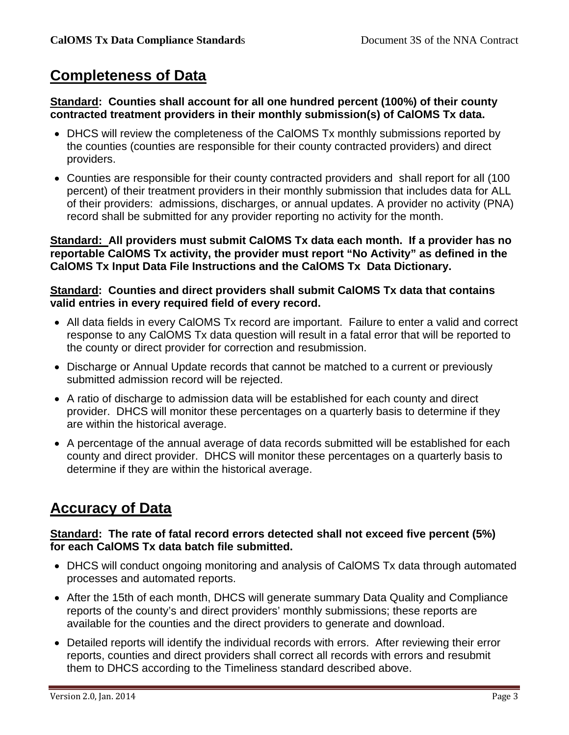## Completeness of Data

**Standard: Counties shall account for all one hundred percent (100%) of their county contracted treatment providers in their monthly submission(s) of CalOMS Tx data.**

- DHCS will review the completeness of the CalOMS Tx monthly submissions reported by the counties (counties are responsible for their county contracted providers) and direct providers.
- Counties are responsible for their county contracted providers and shall report for all (100 percent) of their treatment providers in their monthly submission that includes data for ALL of their providers: admissions, discharges, or annual updates. A provider no activity (PNA) record shall be submitted for any provider reporting no activity for the month.

**Standard: All providers must submit CalOMS Tx data each month. If a provider has no reportable CalOMS Tx activity, the provider must report "No Activity" as defined in the CalOMS Tx Input Data File Instructions and the CalOMS Tx Data Dictionary.**

**Standard: Counties and direct providers shall submit CalOMS Tx data that contains valid entries in every required field of every record.**

- All data fields in every CalOMS Tx record are important. Failure to enter a valid and correct response to any CalOMS Tx data question will result in a fatal error that will be reported to the county or direct provider for correction and resubmission.
- Discharge or Annual Update records that cannot be matched to a current or previously submitted admission record will be rejected.
- A ratio of discharge to admission data will be established for each county and direct provider. DHCS will monitor these percentages on a quarterly basis to determine if they are within the historical average.
- A percentage of the annual average of data records submitted will be established for each county and direct provider. DHCS will monitor these percentages on a quarterly basis to determine if they are within the historical average.

## Accuracy of Data

**Standard: The rate of fatal record errors detected shall not exceed five percent (5%) for each CalOMS Tx data batch file submitted.**

- DHCS will conduct ongoing monitoring and analysis of CalOMS Tx data through automated processes and automated reports.
- After the 15th of each month, DHCS will generate summary Data Quality and Compliance reports of the county's and direct providers' monthly submissions; these reports are available for the counties and the direct providers to generate and download.
- Detailed reports will identify the individual records with errors. After reviewing their error reports, counties and direct providers shall correct all records with errors and resubmit them to DHCS according to the Timeliness standard described above.